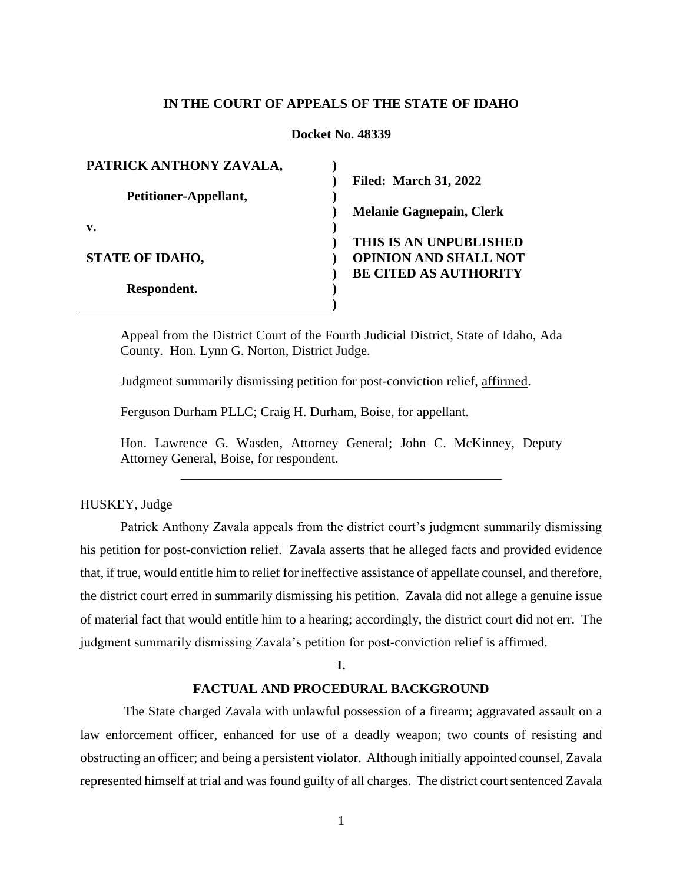**IN THE COURT OF APPEALS OF THE STATE OF IDAHO**

**Docket No. 48339**

| | |
|---|---|
| **PATRICK ANTHONY ZAVALA,** | **Filed: March 31, 2022** |
| **Petitioner-Appellant,** | **Melanie Gagnepain, Clerk** |
| **v.** | |
| **STATE OF IDAHO,** | **THIS IS AN UNPUBLISHED OPINION AND SHALL NOT BE CITED AS AUTHORITY** |
| **Respondent.** | |

Appeal from the District Court of the Fourth Judicial District, State of Idaho, Ada County. Hon. Lynn G. Norton, District Judge.

Judgment summarily dismissing petition for post-conviction relief, affirmed.

Ferguson Durham PLLC; Craig H. Durham, Boise, for appellant.

Hon. Lawrence G. Wasden, Attorney General; John C. McKinney, Deputy Attorney General, Boise, for respondent.

---

HUSKEY, Judge

Patrick Anthony Zavala appeals from the district court's judgment summarily dismissing his petition for post-conviction relief. Zavala asserts that he alleged facts and provided evidence that, if true, would entitle him to relief for ineffective assistance of appellate counsel, and therefore, the district court erred in summarily dismissing his petition. Zavala did not allege a genuine issue of material fact that would entitle him to a hearing; accordingly, the district court did not err. The judgment summarily dismissing Zavala's petition for post-conviction relief is affirmed.

**I.**

**FACTUAL AND PROCEDURAL BACKGROUND**

The State charged Zavala with unlawful possession of a firearm; aggravated assault on a law enforcement officer, enhanced for use of a deadly weapon; two counts of resisting and obstructing an officer; and being a persistent violator. Although initially appointed counsel, Zavala represented himself at trial and was found guilty of all charges. The district court sentenced Zavala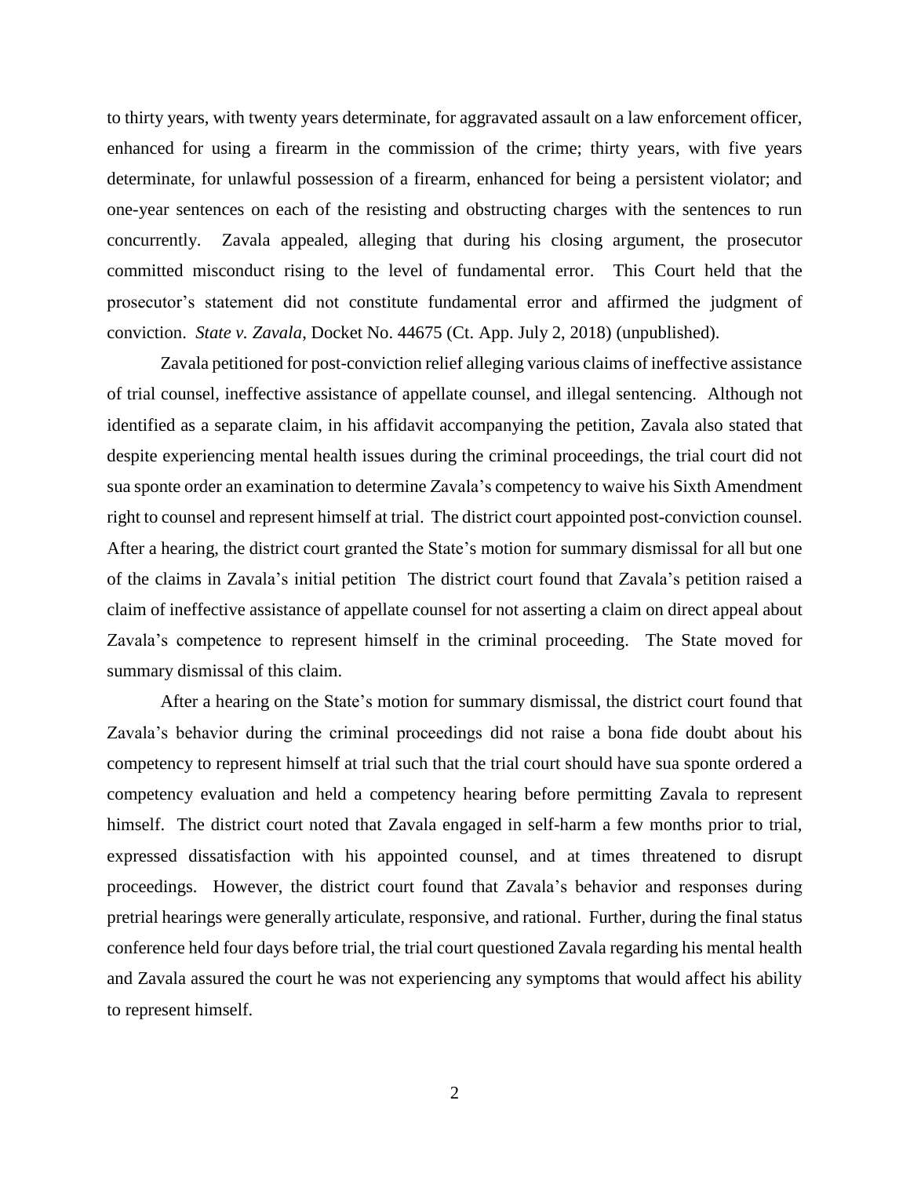to thirty years, with twenty years determinate, for aggravated assault on a law enforcement officer, enhanced for using a firearm in the commission of the crime; thirty years, with five years determinate, for unlawful possession of a firearm, enhanced for being a persistent violator; and one-year sentences on each of the resisting and obstructing charges with the sentences to run concurrently. Zavala appealed, alleging that during his closing argument, the prosecutor committed misconduct rising to the level of fundamental error. This Court held that the prosecutor's statement did not constitute fundamental error and affirmed the judgment of conviction. *State v. Zavala*, Docket No. 44675 (Ct. App. July 2, 2018) (unpublished).

Zavala petitioned for post-conviction relief alleging various claims of ineffective assistance of trial counsel, ineffective assistance of appellate counsel, and illegal sentencing. Although not identified as a separate claim, in his affidavit accompanying the petition, Zavala also stated that despite experiencing mental health issues during the criminal proceedings, the trial court did not sua sponte order an examination to determine Zavala's competency to waive his Sixth Amendment right to counsel and represent himself at trial. The district court appointed post-conviction counsel. After a hearing, the district court granted the State's motion for summary dismissal for all but one of the claims in Zavala's initial petition The district court found that Zavala's petition raised a claim of ineffective assistance of appellate counsel for not asserting a claim on direct appeal about Zavala's competence to represent himself in the criminal proceeding. The State moved for summary dismissal of this claim.

After a hearing on the State's motion for summary dismissal, the district court found that Zavala's behavior during the criminal proceedings did not raise a bona fide doubt about his competency to represent himself at trial such that the trial court should have sua sponte ordered a competency evaluation and held a competency hearing before permitting Zavala to represent himself. The district court noted that Zavala engaged in self-harm a few months prior to trial, expressed dissatisfaction with his appointed counsel, and at times threatened to disrupt proceedings. However, the district court found that Zavala's behavior and responses during pretrial hearings were generally articulate, responsive, and rational. Further, during the final status conference held four days before trial, the trial court questioned Zavala regarding his mental health and Zavala assured the court he was not experiencing any symptoms that would affect his ability to represent himself.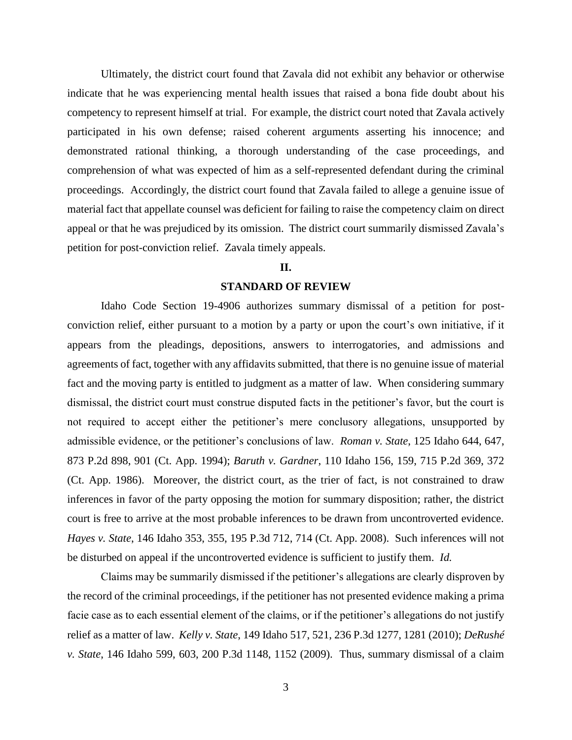Ultimately, the district court found that Zavala did not exhibit any behavior or otherwise indicate that he was experiencing mental health issues that raised a bona fide doubt about his competency to represent himself at trial. For example, the district court noted that Zavala actively participated in his own defense; raised coherent arguments asserting his innocence; and demonstrated rational thinking, a thorough understanding of the case proceedings, and comprehension of what was expected of him as a self-represented defendant during the criminal proceedings. Accordingly, the district court found that Zavala failed to allege a genuine issue of material fact that appellate counsel was deficient for failing to raise the competency claim on direct appeal or that he was prejudiced by its omission. The district court summarily dismissed Zavala's petition for post-conviction relief. Zavala timely appeals.

## II.

## STANDARD OF REVIEW

Idaho Code Section 19-4906 authorizes summary dismissal of a petition for post-conviction relief, either pursuant to a motion by a party or upon the court's own initiative, if it appears from the pleadings, depositions, answers to interrogatories, and admissions and agreements of fact, together with any affidavits submitted, that there is no genuine issue of material fact and the moving party is entitled to judgment as a matter of law. When considering summary dismissal, the district court must construe disputed facts in the petitioner's favor, but the court is not required to accept either the petitioner's mere conclusory allegations, unsupported by admissible evidence, or the petitioner's conclusions of law. *Roman v. State*, 125 Idaho 644, 647, 873 P.2d 898, 901 (Ct. App. 1994); *Baruth v. Gardner*, 110 Idaho 156, 159, 715 P.2d 369, 372 (Ct. App. 1986). Moreover, the district court, as the trier of fact, is not constrained to draw inferences in favor of the party opposing the motion for summary disposition; rather, the district court is free to arrive at the most probable inferences to be drawn from uncontroverted evidence. *Hayes v. State*, 146 Idaho 353, 355, 195 P.3d 712, 714 (Ct. App. 2008). Such inferences will not be disturbed on appeal if the uncontroverted evidence is sufficient to justify them. *Id.*

Claims may be summarily dismissed if the petitioner's allegations are clearly disproven by the record of the criminal proceedings, if the petitioner has not presented evidence making a prima facie case as to each essential element of the claims, or if the petitioner's allegations do not justify relief as a matter of law. *Kelly v. State*, 149 Idaho 517, 521, 236 P.3d 1277, 1281 (2010); *DeRushé v. State*, 146 Idaho 599, 603, 200 P.3d 1148, 1152 (2009). Thus, summary dismissal of a claim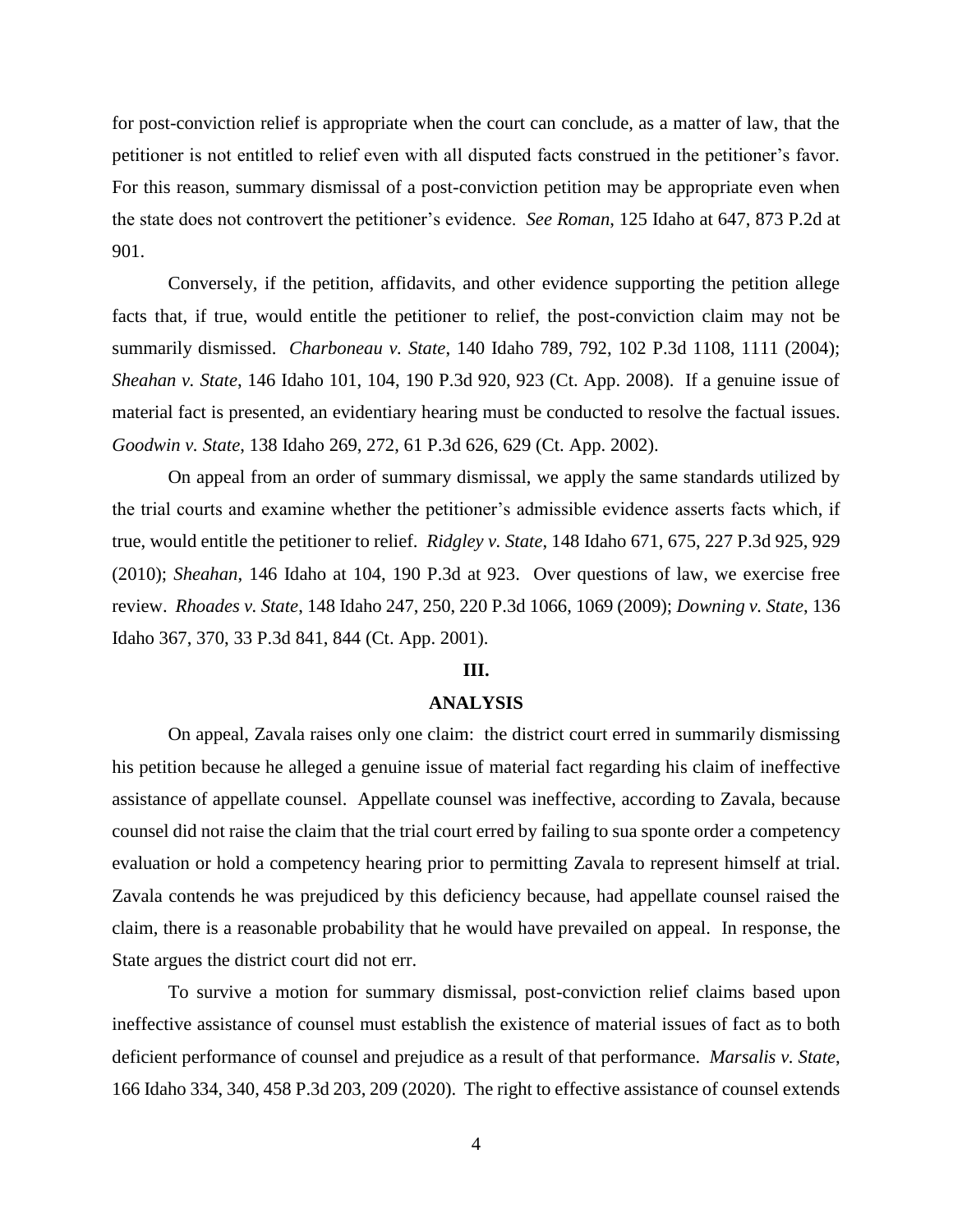for post-conviction relief is appropriate when the court can conclude, as a matter of law, that the petitioner is not entitled to relief even with all disputed facts construed in the petitioner's favor. For this reason, summary dismissal of a post-conviction petition may be appropriate even when the state does not controvert the petitioner's evidence. *See Roman*, 125 Idaho at 647, 873 P.2d at 901.

Conversely, if the petition, affidavits, and other evidence supporting the petition allege facts that, if true, would entitle the petitioner to relief, the post-conviction claim may not be summarily dismissed. *Charboneau v. State*, 140 Idaho 789, 792, 102 P.3d 1108, 1111 (2004); *Sheahan v. State*, 146 Idaho 101, 104, 190 P.3d 920, 923 (Ct. App. 2008). If a genuine issue of material fact is presented, an evidentiary hearing must be conducted to resolve the factual issues. *Goodwin v. State*, 138 Idaho 269, 272, 61 P.3d 626, 629 (Ct. App. 2002).

On appeal from an order of summary dismissal, we apply the same standards utilized by the trial courts and examine whether the petitioner's admissible evidence asserts facts which, if true, would entitle the petitioner to relief. *Ridgley v. State*, 148 Idaho 671, 675, 227 P.3d 925, 929 (2010); *Sheahan*, 146 Idaho at 104, 190 P.3d at 923. Over questions of law, we exercise free review. *Rhoades v. State*, 148 Idaho 247, 250, 220 P.3d 1066, 1069 (2009); *Downing v. State*, 136 Idaho 367, 370, 33 P.3d 841, 844 (Ct. App. 2001).

## III.

## ANALYSIS

On appeal, Zavala raises only one claim: the district court erred in summarily dismissing his petition because he alleged a genuine issue of material fact regarding his claim of ineffective assistance of appellate counsel. Appellate counsel was ineffective, according to Zavala, because counsel did not raise the claim that the trial court erred by failing to sua sponte order a competency evaluation or hold a competency hearing prior to permitting Zavala to represent himself at trial. Zavala contends he was prejudiced by this deficiency because, had appellate counsel raised the claim, there is a reasonable probability that he would have prevailed on appeal. In response, the State argues the district court did not err.

To survive a motion for summary dismissal, post-conviction relief claims based upon ineffective assistance of counsel must establish the existence of material issues of fact as to both deficient performance of counsel and prejudice as a result of that performance. *Marsalis v. State*, 166 Idaho 334, 340, 458 P.3d 203, 209 (2020). The right to effective assistance of counsel extends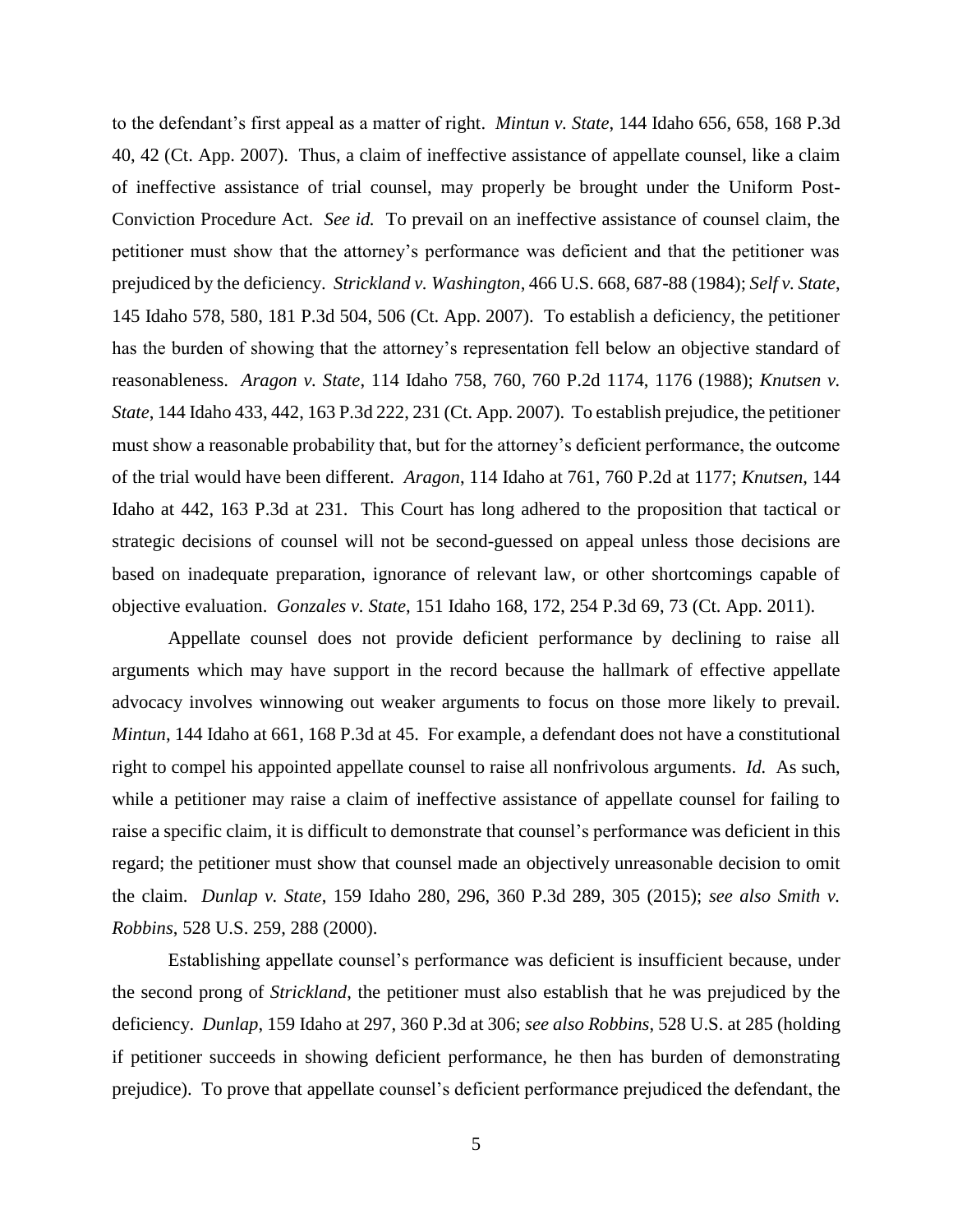to the defendant's first appeal as a matter of right. *Mintun v. State*, 144 Idaho 656, 658, 168 P.3d 40, 42 (Ct. App. 2007). Thus, a claim of ineffective assistance of appellate counsel, like a claim of ineffective assistance of trial counsel, may properly be brought under the Uniform Post-Conviction Procedure Act. *See id.* To prevail on an ineffective assistance of counsel claim, the petitioner must show that the attorney's performance was deficient and that the petitioner was prejudiced by the deficiency. *Strickland v. Washington*, 466 U.S. 668, 687-88 (1984); *Self v. State*, 145 Idaho 578, 580, 181 P.3d 504, 506 (Ct. App. 2007). To establish a deficiency, the petitioner has the burden of showing that the attorney's representation fell below an objective standard of reasonableness. *Aragon v. State*, 114 Idaho 758, 760, 760 P.2d 1174, 1176 (1988); *Knutsen v. State*, 144 Idaho 433, 442, 163 P.3d 222, 231 (Ct. App. 2007). To establish prejudice, the petitioner must show a reasonable probability that, but for the attorney's deficient performance, the outcome of the trial would have been different. *Aragon*, 114 Idaho at 761, 760 P.2d at 1177; *Knutsen*, 144 Idaho at 442, 163 P.3d at 231. This Court has long adhered to the proposition that tactical or strategic decisions of counsel will not be second-guessed on appeal unless those decisions are based on inadequate preparation, ignorance of relevant law, or other shortcomings capable of objective evaluation. *Gonzales v. State*, 151 Idaho 168, 172, 254 P.3d 69, 73 (Ct. App. 2011).

Appellate counsel does not provide deficient performance by declining to raise all arguments which may have support in the record because the hallmark of effective appellate advocacy involves winnowing out weaker arguments to focus on those more likely to prevail. *Mintun*, 144 Idaho at 661, 168 P.3d at 45. For example, a defendant does not have a constitutional right to compel his appointed appellate counsel to raise all nonfrivolous arguments. *Id.* As such, while a petitioner may raise a claim of ineffective assistance of appellate counsel for failing to raise a specific claim, it is difficult to demonstrate that counsel's performance was deficient in this regard; the petitioner must show that counsel made an objectively unreasonable decision to omit the claim. *Dunlap v. State*, 159 Idaho 280, 296, 360 P.3d 289, 305 (2015); *see also Smith v. Robbins*, 528 U.S. 259, 288 (2000).

Establishing appellate counsel's performance was deficient is insufficient because, under the second prong of *Strickland*, the petitioner must also establish that he was prejudiced by the deficiency. *Dunlap*, 159 Idaho at 297, 360 P.3d at 306; *see also Robbins*, 528 U.S. at 285 (holding if petitioner succeeds in showing deficient performance, he then has burden of demonstrating prejudice). To prove that appellate counsel's deficient performance prejudiced the defendant, the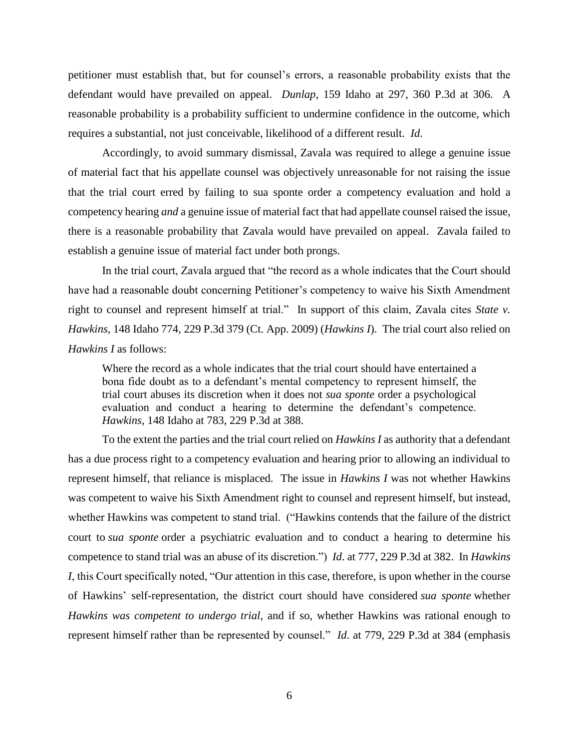petitioner must establish that, but for counsel's errors, a reasonable probability exists that the defendant would have prevailed on appeal. *Dunlap*, 159 Idaho at 297, 360 P.3d at 306. A reasonable probability is a probability sufficient to undermine confidence in the outcome, which requires a substantial, not just conceivable, likelihood of a different result. *Id.*

Accordingly, to avoid summary dismissal, Zavala was required to allege a genuine issue of material fact that his appellate counsel was objectively unreasonable for not raising the issue that the trial court erred by failing to sua sponte order a competency evaluation and hold a competency hearing *and* a genuine issue of material fact that had appellate counsel raised the issue, there is a reasonable probability that Zavala would have prevailed on appeal. Zavala failed to establish a genuine issue of material fact under both prongs.

In the trial court, Zavala argued that "the record as a whole indicates that the Court should have had a reasonable doubt concerning Petitioner's competency to waive his Sixth Amendment right to counsel and represent himself at trial." In support of this claim, Zavala cites *State v. Hawkins*, 148 Idaho 774, 229 P.3d 379 (Ct. App. 2009) (*Hawkins I*). The trial court also relied on *Hawkins I* as follows:

> Where the record as a whole indicates that the trial court should have entertained a bona fide doubt as to a defendant's mental competency to represent himself, the trial court abuses its discretion when it does not *sua sponte* order a psychological evaluation and conduct a hearing to determine the defendant's competence. *Hawkins*, 148 Idaho at 783, 229 P.3d at 388.

To the extent the parties and the trial court relied on *Hawkins I* as authority that a defendant has a due process right to a competency evaluation and hearing prior to allowing an individual to represent himself, that reliance is misplaced. The issue in *Hawkins I* was not whether Hawkins was competent to waive his Sixth Amendment right to counsel and represent himself, but instead, whether Hawkins was competent to stand trial. ("Hawkins contends that the failure of the district court to *sua sponte* order a psychiatric evaluation and to conduct a hearing to determine his competence to stand trial was an abuse of its discretion.") *Id*. at 777, 229 P.3d at 382. In *Hawkins I*, this Court specifically noted, "Our attention in this case, therefore, is upon whether in the course of Hawkins' self-representation, the district court should have considered *sua sponte* whether *Hawkins was competent to undergo trial*, and if so, whether Hawkins was rational enough to represent himself rather than be represented by counsel." *Id*. at 779, 229 P.3d at 384 (emphasis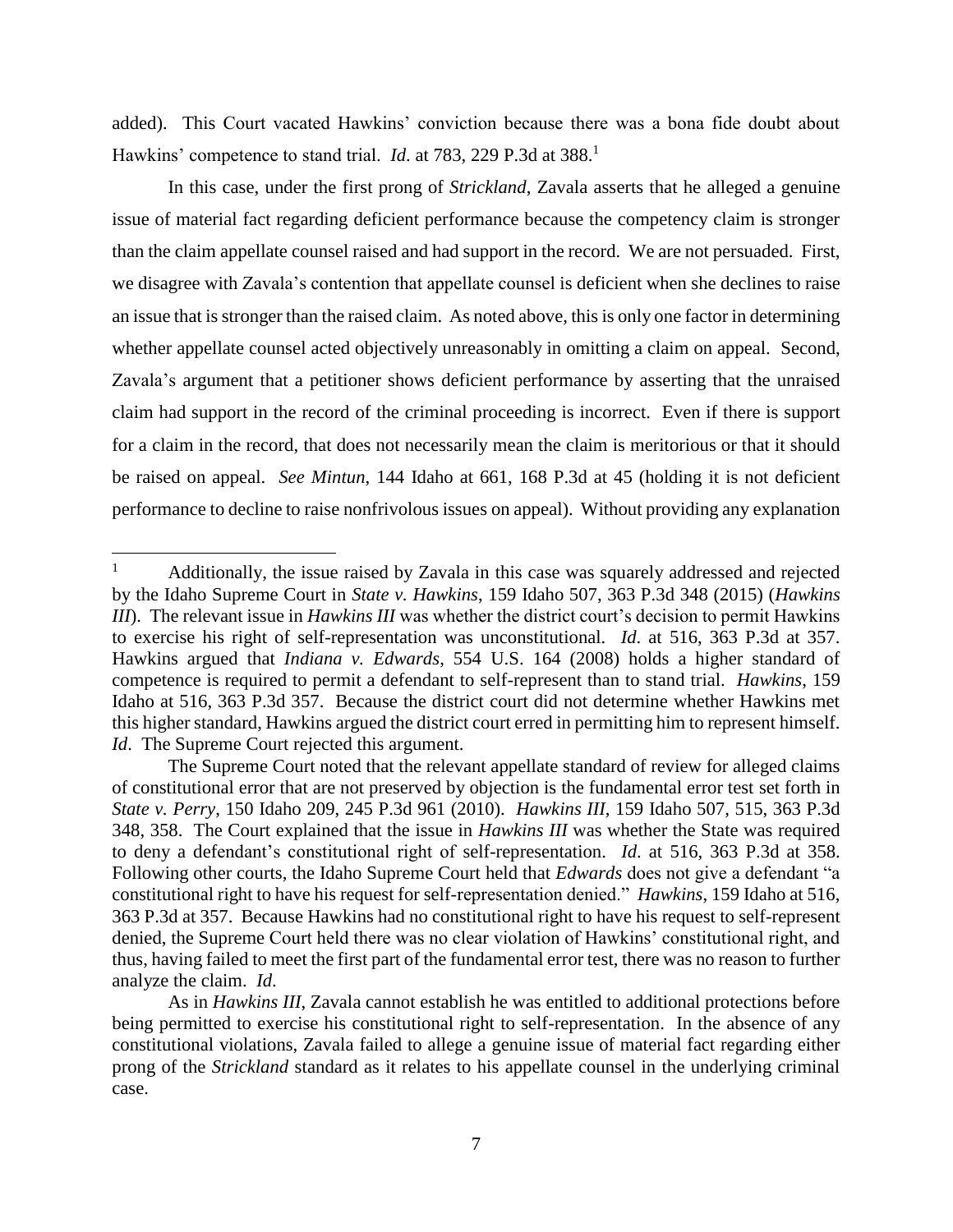added). This Court vacated Hawkins' conviction because there was a bona fide doubt about Hawkins' competence to stand trial. *Id.* at 783, 229 P.3d at 388.[1]

In this case, under the first prong of *Strickland*, Zavala asserts that he alleged a genuine issue of material fact regarding deficient performance because the competency claim is stronger than the claim appellate counsel raised and had support in the record. We are not persuaded. First, we disagree with Zavala's contention that appellate counsel is deficient when she declines to raise an issue that is stronger than the raised claim. As noted above, this is only one factor in determining whether appellate counsel acted objectively unreasonably in omitting a claim on appeal. Second, Zavala's argument that a petitioner shows deficient performance by asserting that the unraised claim had support in the record of the criminal proceeding is incorrect. Even if there is support for a claim in the record, that does not necessarily mean the claim is meritorious or that it should be raised on appeal. *See Mintun*, 144 Idaho at 661, 168 P.3d at 45 (holding it is not deficient performance to decline to raise nonfrivolous issues on appeal). Without providing any explanation

---

[1] Additionally, the issue raised by Zavala in this case was squarely addressed and rejected by the Idaho Supreme Court in *State v. Hawkins*, 159 Idaho 507, 363 P.3d 348 (2015) (*Hawkins III*). The relevant issue in *Hawkins III* was whether the district court's decision to permit Hawkins to exercise his right of self-representation was unconstitutional. *Id*. at 516, 363 P.3d at 357. Hawkins argued that *Indiana v. Edwards*, 554 U.S. 164 (2008) holds a higher standard of competence is required to permit a defendant to self-represent than to stand trial. *Hawkins*, 159 Idaho at 516, 363 P.3d 357. Because the district court did not determine whether Hawkins met this higher standard, Hawkins argued the district court erred in permitting him to represent himself. *Id*. The Supreme Court rejected this argument.

The Supreme Court noted that the relevant appellate standard of review for alleged claims of constitutional error that are not preserved by objection is the fundamental error test set forth in *State v. Perry*, 150 Idaho 209, 245 P.3d 961 (2010). *Hawkins III*, 159 Idaho 507, 515, 363 P.3d 348, 358. The Court explained that the issue in *Hawkins III* was whether the State was required to deny a defendant's constitutional right of self-representation. *Id*. at 516, 363 P.3d at 358. Following other courts, the Idaho Supreme Court held that *Edwards* does not give a defendant "a constitutional right to have his request for self-representation denied." *Hawkins*, 159 Idaho at 516, 363 P.3d at 357. Because Hawkins had no constitutional right to have his request to self-represent denied, the Supreme Court held there was no clear violation of Hawkins' constitutional right, and thus, having failed to meet the first part of the fundamental error test, there was no reason to further analyze the claim. *Id*.

As in *Hawkins III*, Zavala cannot establish he was entitled to additional protections before being permitted to exercise his constitutional right to self-representation. In the absence of any constitutional violations, Zavala failed to allege a genuine issue of material fact regarding either prong of the *Strickland* standard as it relates to his appellate counsel in the underlying criminal case.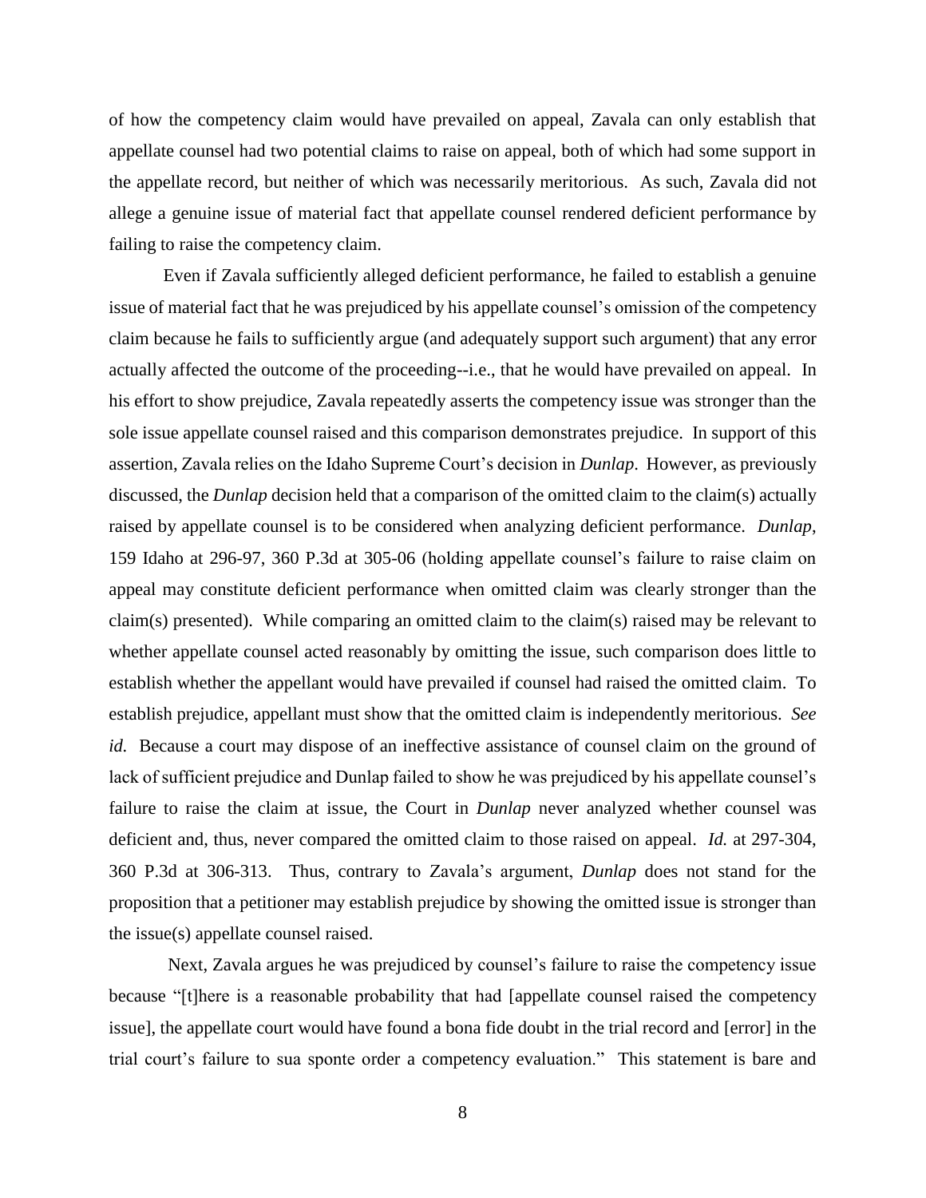of how the competency claim would have prevailed on appeal, Zavala can only establish that appellate counsel had two potential claims to raise on appeal, both of which had some support in the appellate record, but neither of which was necessarily meritorious. As such, Zavala did not allege a genuine issue of material fact that appellate counsel rendered deficient performance by failing to raise the competency claim.

Even if Zavala sufficiently alleged deficient performance, he failed to establish a genuine issue of material fact that he was prejudiced by his appellate counsel's omission of the competency claim because he fails to sufficiently argue (and adequately support such argument) that any error actually affected the outcome of the proceeding--i.e., that he would have prevailed on appeal. In his effort to show prejudice, Zavala repeatedly asserts the competency issue was stronger than the sole issue appellate counsel raised and this comparison demonstrates prejudice. In support of this assertion, Zavala relies on the Idaho Supreme Court's decision in *Dunlap*. However, as previously discussed, the *Dunlap* decision held that a comparison of the omitted claim to the claim(s) actually raised by appellate counsel is to be considered when analyzing deficient performance. *Dunlap*, 159 Idaho at 296-97, 360 P.3d at 305-06 (holding appellate counsel's failure to raise claim on appeal may constitute deficient performance when omitted claim was clearly stronger than the claim(s) presented). While comparing an omitted claim to the claim(s) raised may be relevant to whether appellate counsel acted reasonably by omitting the issue, such comparison does little to establish whether the appellant would have prevailed if counsel had raised the omitted claim. To establish prejudice, appellant must show that the omitted claim is independently meritorious. *See id.* Because a court may dispose of an ineffective assistance of counsel claim on the ground of lack of sufficient prejudice and Dunlap failed to show he was prejudiced by his appellate counsel's failure to raise the claim at issue, the Court in *Dunlap* never analyzed whether counsel was deficient and, thus, never compared the omitted claim to those raised on appeal. *Id.* at 297-304, 360 P.3d at 306-313. Thus, contrary to Zavala's argument, *Dunlap* does not stand for the proposition that a petitioner may establish prejudice by showing the omitted issue is stronger than the issue(s) appellate counsel raised.

Next, Zavala argues he was prejudiced by counsel's failure to raise the competency issue because "[t]here is a reasonable probability that had [appellate counsel raised the competency issue], the appellate court would have found a bona fide doubt in the trial record and [error] in the trial court's failure to sua sponte order a competency evaluation." This statement is bare and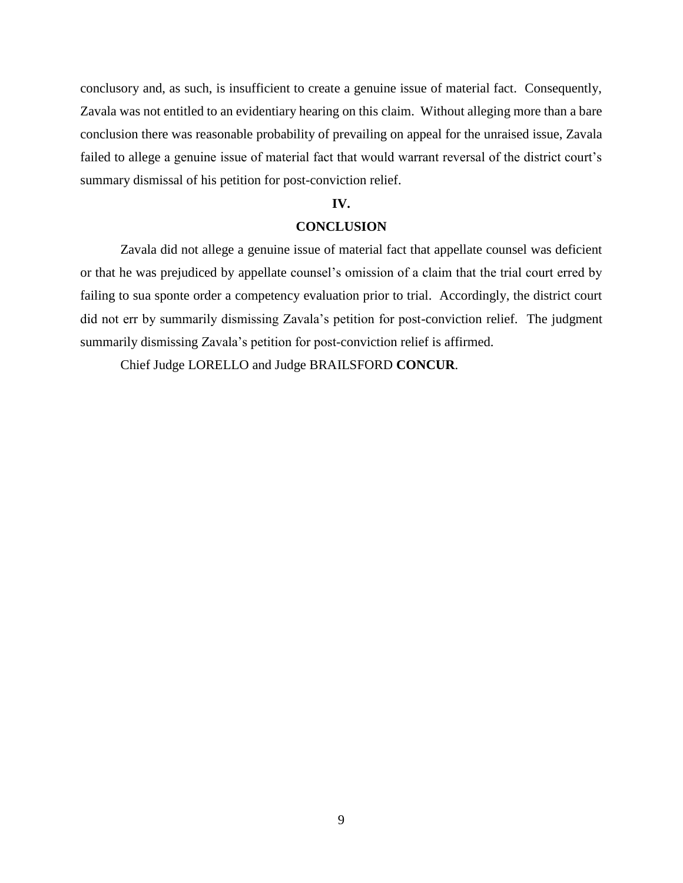conclusory and, as such, is insufficient to create a genuine issue of material fact. Consequently, Zavala was not entitled to an evidentiary hearing on this claim. Without alleging more than a bare conclusion there was reasonable probability of prevailing on appeal for the unraised issue, Zavala failed to allege a genuine issue of material fact that would warrant reversal of the district court's summary dismissal of his petition for post-conviction relief.

## IV.

## CONCLUSION

Zavala did not allege a genuine issue of material fact that appellate counsel was deficient or that he was prejudiced by appellate counsel's omission of a claim that the trial court erred by failing to sua sponte order a competency evaluation prior to trial. Accordingly, the district court did not err by summarily dismissing Zavala's petition for post-conviction relief. The judgment summarily dismissing Zavala's petition for post-conviction relief is affirmed.

Chief Judge LORELLO and Judge BRAILSFORD **CONCUR**.